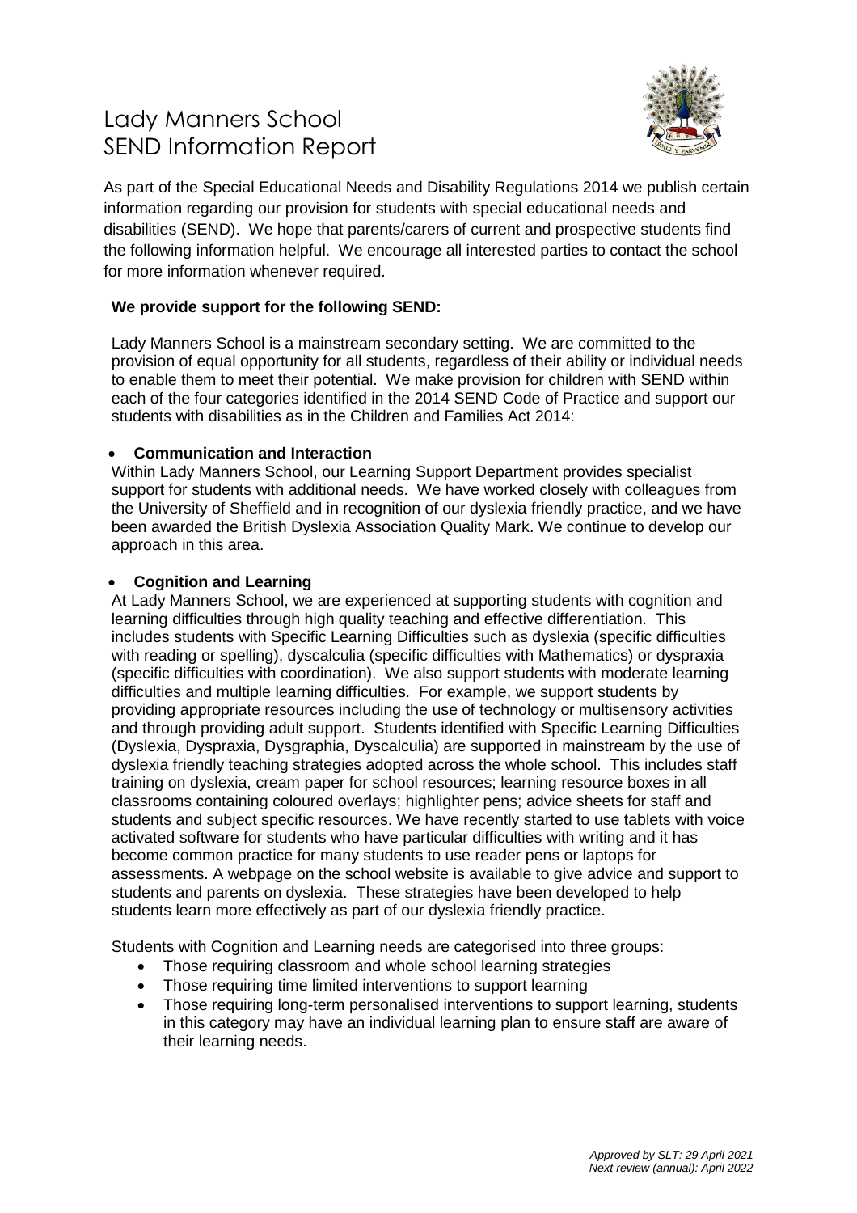# Lady Manners School
# SEND Information Report

As part of the Special Educational Needs and Disability Regulations 2014 we publish certain information regarding our provision for students with special educational needs and disabilities (SEND). We hope that parents/carers of current and prospective students find the following information helpful. We encourage all interested parties to contact the school for more information whenever required.

**We provide support for the following SEND:**

Lady Manners School is a mainstream secondary setting. We are committed to the provision of equal opportunity for all students, regardless of their ability or individual needs to enable them to meet their potential. We make provision for children with SEND within each of the four categories identified in the 2014 SEND Code of Practice and support our students with disabilities as in the Children and Families Act 2014:

- **Communication and Interaction**

Within Lady Manners School, our Learning Support Department provides specialist support for students with additional needs. We have worked closely with colleagues from the University of Sheffield and in recognition of our dyslexia friendly practice, and we have been awarded the British Dyslexia Association Quality Mark. We continue to develop our approach in this area.

- **Cognition and Learning**

At Lady Manners School, we are experienced at supporting students with cognition and learning difficulties through high quality teaching and effective differentiation. This includes students with Specific Learning Difficulties such as dyslexia (specific difficulties with reading or spelling), dyscalculia (specific difficulties with Mathematics) or dyspraxia (specific difficulties with coordination). We also support students with moderate learning difficulties and multiple learning difficulties. For example, we support students by providing appropriate resources including the use of technology or multisensory activities and through providing adult support. Students identified with Specific Learning Difficulties (Dyslexia, Dyspraxia, Dysgraphia, Dyscalculia) are supported in mainstream by the use of dyslexia friendly teaching strategies adopted across the whole school. This includes staff training on dyslexia, cream paper for school resources; learning resource boxes in all classrooms containing coloured overlays; highlighter pens; advice sheets for staff and students and subject specific resources. We have recently started to use tablets with voice activated software for students who have particular difficulties with writing and it has become common practice for many students to use reader pens or laptops for assessments. A webpage on the school website is available to give advice and support to students and parents on dyslexia. These strategies have been developed to help students learn more effectively as part of our dyslexia friendly practice.

Students with Cognition and Learning needs are categorised into three groups:

- Those requiring classroom and whole school learning strategies
- Those requiring time limited interventions to support learning
- Those requiring long-term personalised interventions to support learning, students in this category may have an individual learning plan to ensure staff are aware of their learning needs.

*Approved by SLT: 29 April 2021*
*Next review (annual): April 2022*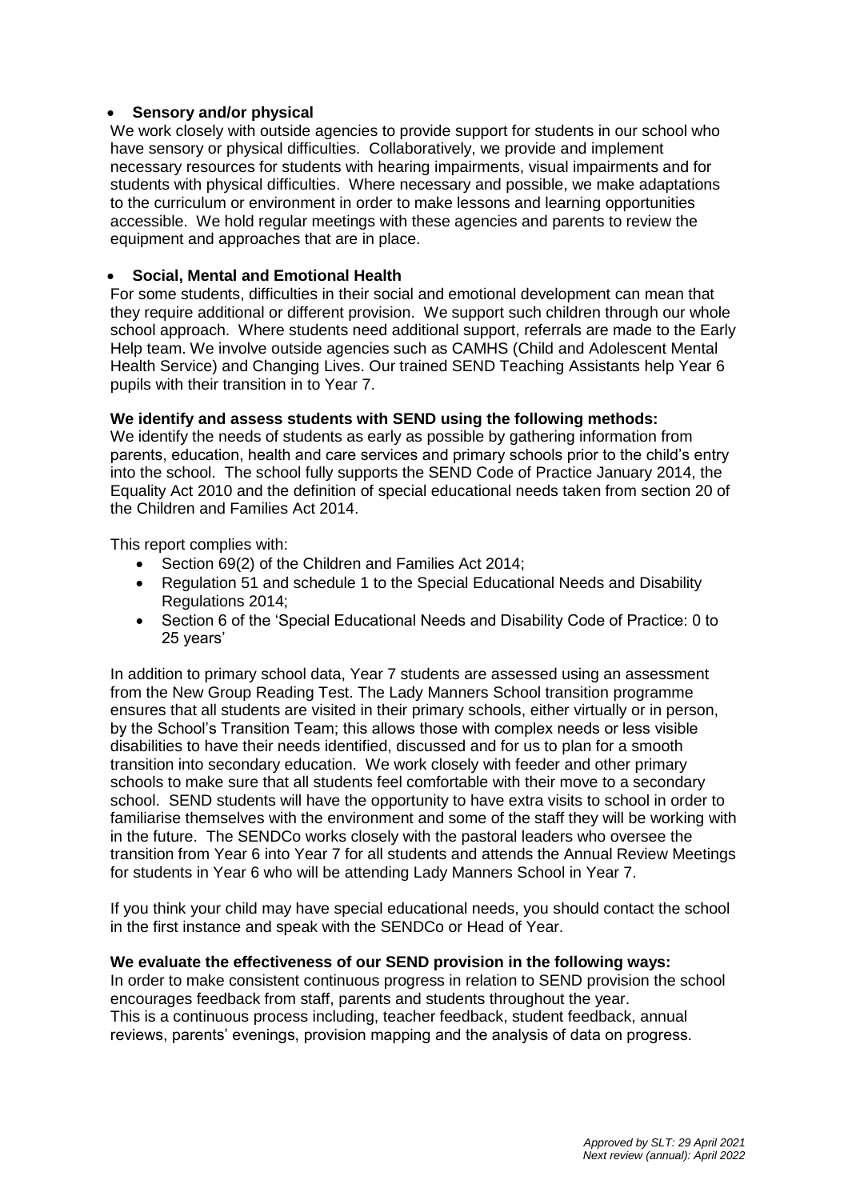- **Sensory and/or physical**

We work closely with outside agencies to provide support for students in our school who have sensory or physical difficulties. Collaboratively, we provide and implement necessary resources for students with hearing impairments, visual impairments and for students with physical difficulties. Where necessary and possible, we make adaptations to the curriculum or environment in order to make lessons and learning opportunities accessible. We hold regular meetings with these agencies and parents to review the equipment and approaches that are in place.

- **Social, Mental and Emotional Health**

For some students, difficulties in their social and emotional development can mean that they require additional or different provision. We support such children through our whole school approach. Where students need additional support, referrals are made to the Early Help team. We involve outside agencies such as CAMHS (Child and Adolescent Mental Health Service) and Changing Lives. Our trained SEND Teaching Assistants help Year 6 pupils with their transition in to Year 7.

**We identify and assess students with SEND using the following methods:**

We identify the needs of students as early as possible by gathering information from parents, education, health and care services and primary schools prior to the child's entry into the school. The school fully supports the SEND Code of Practice January 2014, the Equality Act 2010 and the definition of special educational needs taken from section 20 of the Children and Families Act 2014.

This report complies with:

- Section 69(2) of the Children and Families Act 2014;
- Regulation 51 and schedule 1 to the Special Educational Needs and Disability Regulations 2014;
- Section 6 of the 'Special Educational Needs and Disability Code of Practice: 0 to 25 years'

In addition to primary school data, Year 7 students are assessed using an assessment from the New Group Reading Test. The Lady Manners School transition programme ensures that all students are visited in their primary schools, either virtually or in person, by the School's Transition Team; this allows those with complex needs or less visible disabilities to have their needs identified, discussed and for us to plan for a smooth transition into secondary education. We work closely with feeder and other primary schools to make sure that all students feel comfortable with their move to a secondary school. SEND students will have the opportunity to have extra visits to school in order to familiarise themselves with the environment and some of the staff they will be working with in the future. The SENDCo works closely with the pastoral leaders who oversee the transition from Year 6 into Year 7 for all students and attends the Annual Review Meetings for students in Year 6 who will be attending Lady Manners School in Year 7.

If you think your child may have special educational needs, you should contact the school in the first instance and speak with the SENDCo or Head of Year.

**We evaluate the effectiveness of our SEND provision in the following ways:**

In order to make consistent continuous progress in relation to SEND provision the school encourages feedback from staff, parents and students throughout the year.
This is a continuous process including, teacher feedback, student feedback, annual reviews, parents' evenings, provision mapping and the analysis of data on progress.

*Approved by SLT: 29 April 2021*
*Next review (annual): April 2022*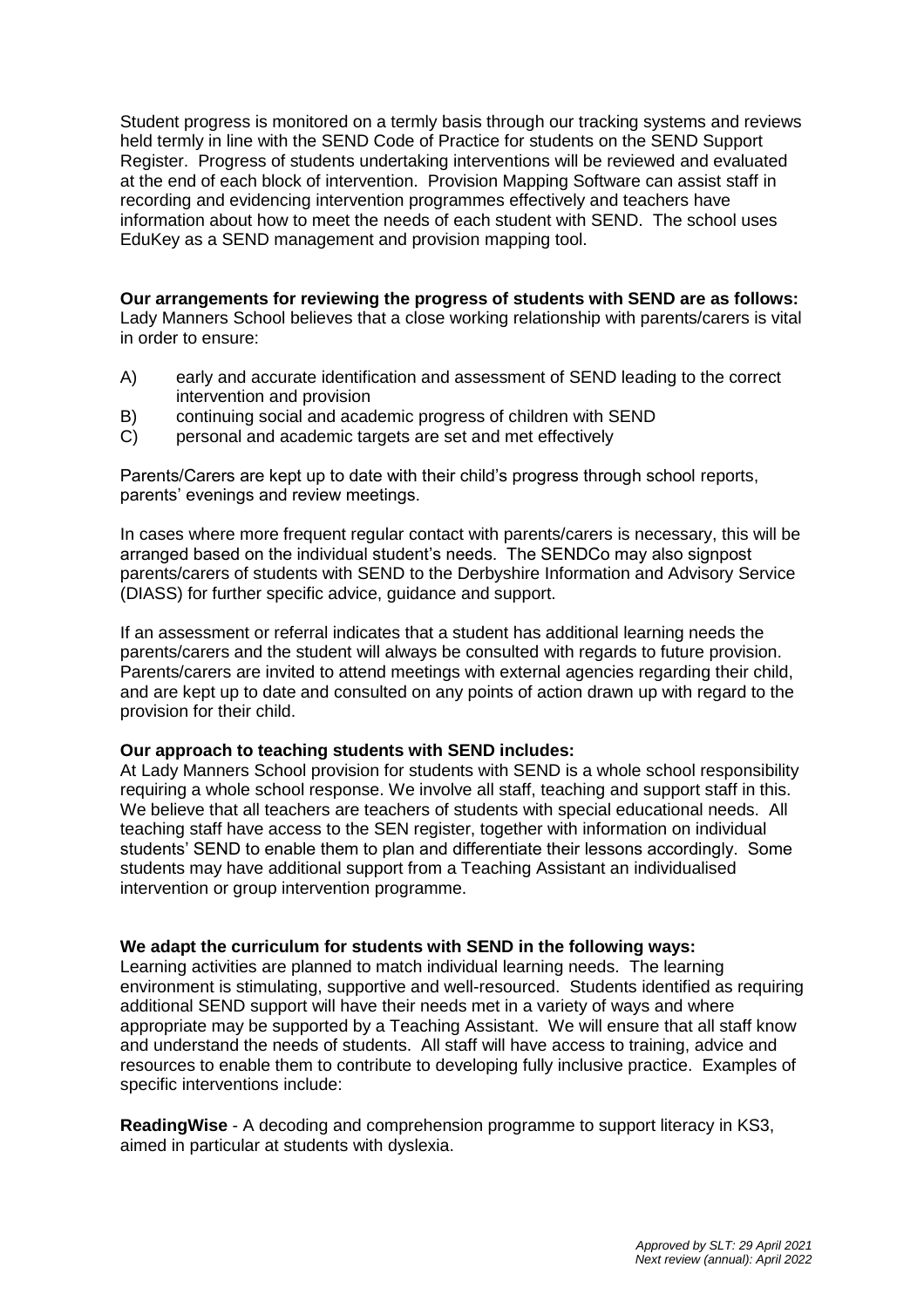Student progress is monitored on a termly basis through our tracking systems and reviews held termly in line with the SEND Code of Practice for students on the SEND Support Register. Progress of students undertaking interventions will be reviewed and evaluated at the end of each block of intervention. Provision Mapping Software can assist staff in recording and evidencing intervention programmes effectively and teachers have information about how to meet the needs of each student with SEND. The school uses EduKey as a SEND management and provision mapping tool.

**Our arrangements for reviewing the progress of students with SEND are as follows:**
Lady Manners School believes that a close working relationship with parents/carers is vital in order to ensure:

A) early and accurate identification and assessment of SEND leading to the correct intervention and provision
B) continuing social and academic progress of children with SEND
C) personal and academic targets are set and met effectively

Parents/Carers are kept up to date with their child's progress through school reports, parents' evenings and review meetings.

In cases where more frequent regular contact with parents/carers is necessary, this will be arranged based on the individual student's needs. The SENDCo may also signpost parents/carers of students with SEND to the Derbyshire Information and Advisory Service (DIASS) for further specific advice, guidance and support.

If an assessment or referral indicates that a student has additional learning needs the parents/carers and the student will always be consulted with regards to future provision. Parents/carers are invited to attend meetings with external agencies regarding their child, and are kept up to date and consulted on any points of action drawn up with regard to the provision for their child.

**Our approach to teaching students with SEND includes:**
At Lady Manners School provision for students with SEND is a whole school responsibility requiring a whole school response. We involve all staff, teaching and support staff in this. We believe that all teachers are teachers of students with special educational needs. All teaching staff have access to the SEN register, together with information on individual students' SEND to enable them to plan and differentiate their lessons accordingly. Some students may have additional support from a Teaching Assistant an individualised intervention or group intervention programme.

**We adapt the curriculum for students with SEND in the following ways:**
Learning activities are planned to match individual learning needs. The learning environment is stimulating, supportive and well-resourced. Students identified as requiring additional SEND support will have their needs met in a variety of ways and where appropriate may be supported by a Teaching Assistant. We will ensure that all staff know and understand the needs of students. All staff will have access to training, advice and resources to enable them to contribute to developing fully inclusive practice. Examples of specific interventions include:

**ReadingWise** - A decoding and comprehension programme to support literacy in KS3, aimed in particular at students with dyslexia.

*Approved by SLT: 29 April 2021*
*Next review (annual): April 2022*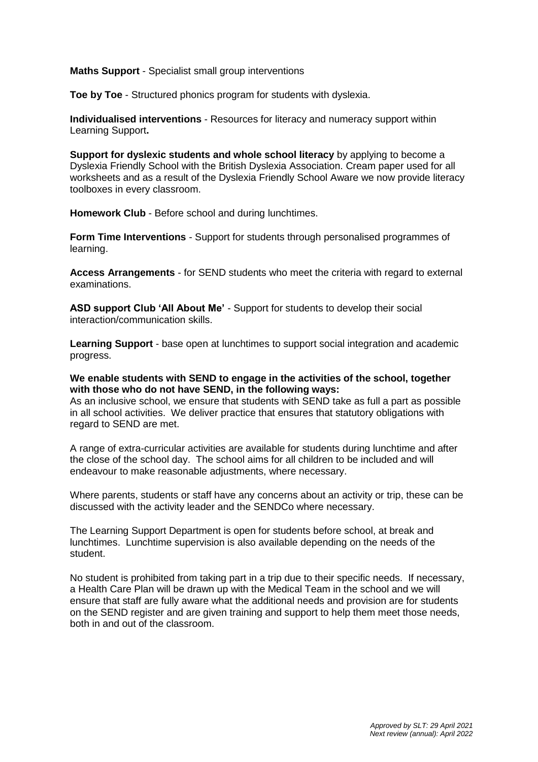**Maths Support** - Specialist small group interventions

**Toe by Toe** - Structured phonics program for students with dyslexia.

**Individualised interventions** - Resources for literacy and numeracy support within Learning Support**.**

**Support for dyslexic students and whole school literacy** by applying to become a Dyslexia Friendly School with the British Dyslexia Association. Cream paper used for all worksheets and as a result of the Dyslexia Friendly School Aware we now provide literacy toolboxes in every classroom.

**Homework Club** - Before school and during lunchtimes.

**Form Time Interventions** - Support for students through personalised programmes of learning.

**Access Arrangements** - for SEND students who meet the criteria with regard to external examinations.

**ASD support Club 'All About Me'** - Support for students to develop their social interaction/communication skills.

**Learning Support** - base open at lunchtimes to support social integration and academic progress.

**We enable students with SEND to engage in the activities of the school, together with those who do not have SEND, in the following ways:**
As an inclusive school, we ensure that students with SEND take as full a part as possible in all school activities. We deliver practice that ensures that statutory obligations with regard to SEND are met.

A range of extra-curricular activities are available for students during lunchtime and after the close of the school day. The school aims for all children to be included and will endeavour to make reasonable adjustments, where necessary.

Where parents, students or staff have any concerns about an activity or trip, these can be discussed with the activity leader and the SENDCo where necessary.

The Learning Support Department is open for students before school, at break and lunchtimes. Lunchtime supervision is also available depending on the needs of the student.

No student is prohibited from taking part in a trip due to their specific needs. If necessary, a Health Care Plan will be drawn up with the Medical Team in the school and we will ensure that staff are fully aware what the additional needs and provision are for students on the SEND register and are given training and support to help them meet those needs, both in and out of the classroom.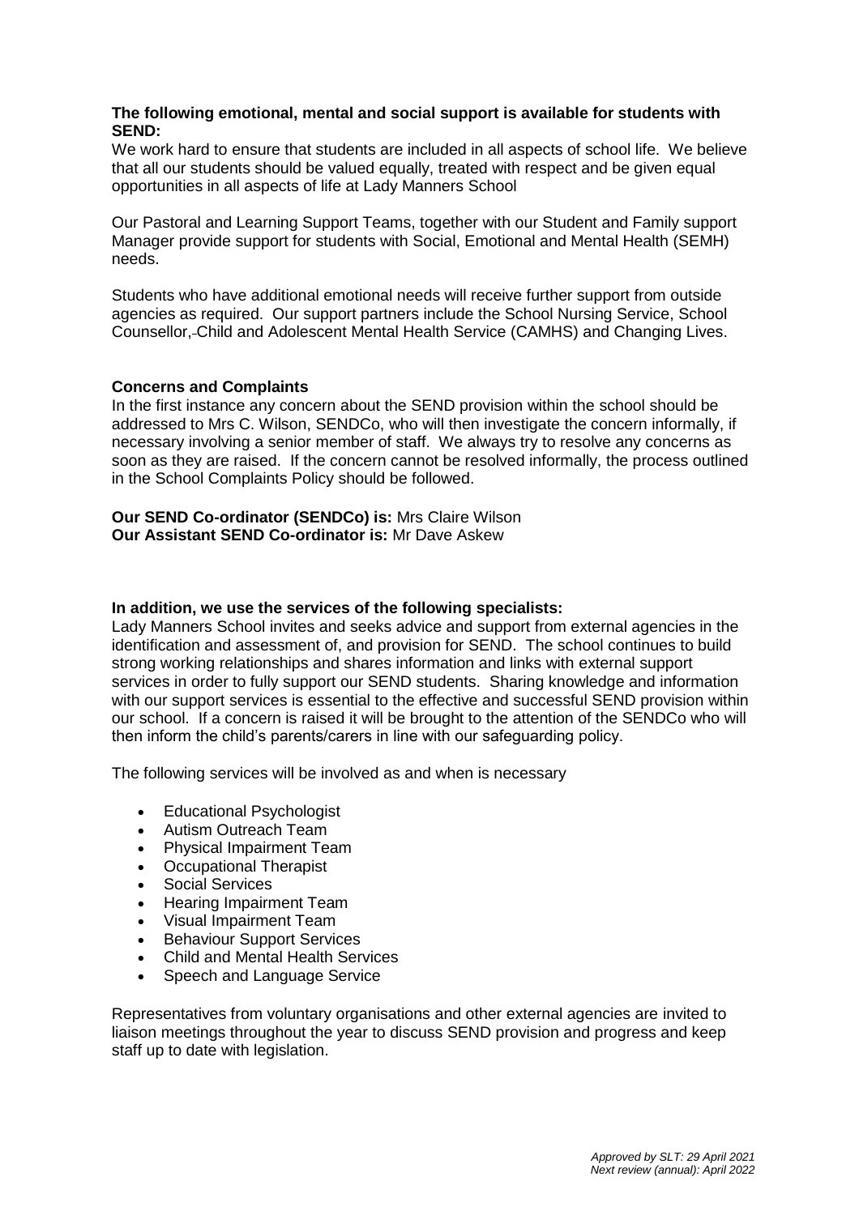**The following emotional, mental and social support is available for students with SEND:**

We work hard to ensure that students are included in all aspects of school life. We believe that all our students should be valued equally, treated with respect and be given equal opportunities in all aspects of life at Lady Manners School

Our Pastoral and Learning Support Teams, together with our Student and Family support Manager provide support for students with Social, Emotional and Mental Health (SEMH) needs.

Students who have additional emotional needs will receive further support from outside agencies as required. Our support partners include the School Nursing Service, School Counsellor, Child and Adolescent Mental Health Service (CAMHS) and Changing Lives.

**Concerns and Complaints**

In the first instance any concern about the SEND provision within the school should be addressed to Mrs C. Wilson, SENDCo, who will then investigate the concern informally, if necessary involving a senior member of staff. We always try to resolve any concerns as soon as they are raised. If the concern cannot be resolved informally, the process outlined in the School Complaints Policy should be followed.

**Our SEND Co-ordinator (SENDCo) is:** Mrs Claire Wilson
**Our Assistant SEND Co-ordinator is:** Mr Dave Askew

**In addition, we use the services of the following specialists:**

Lady Manners School invites and seeks advice and support from external agencies in the identification and assessment of, and provision for SEND. The school continues to build strong working relationships and shares information and links with external support services in order to fully support our SEND students. Sharing knowledge and information with our support services is essential to the effective and successful SEND provision within our school. If a concern is raised it will be brought to the attention of the SENDCo who will then inform the child's parents/carers in line with our safeguarding policy.

The following services will be involved as and when is necessary

- Educational Psychologist
- Autism Outreach Team
- Physical Impairment Team
- Occupational Therapist
- Social Services
- Hearing Impairment Team
- Visual Impairment Team
- Behaviour Support Services
- Child and Mental Health Services
- Speech and Language Service

Representatives from voluntary organisations and other external agencies are invited to liaison meetings throughout the year to discuss SEND provision and progress and keep staff up to date with legislation.

*Approved by SLT: 29 April 2021*
*Next review (annual): April 2022*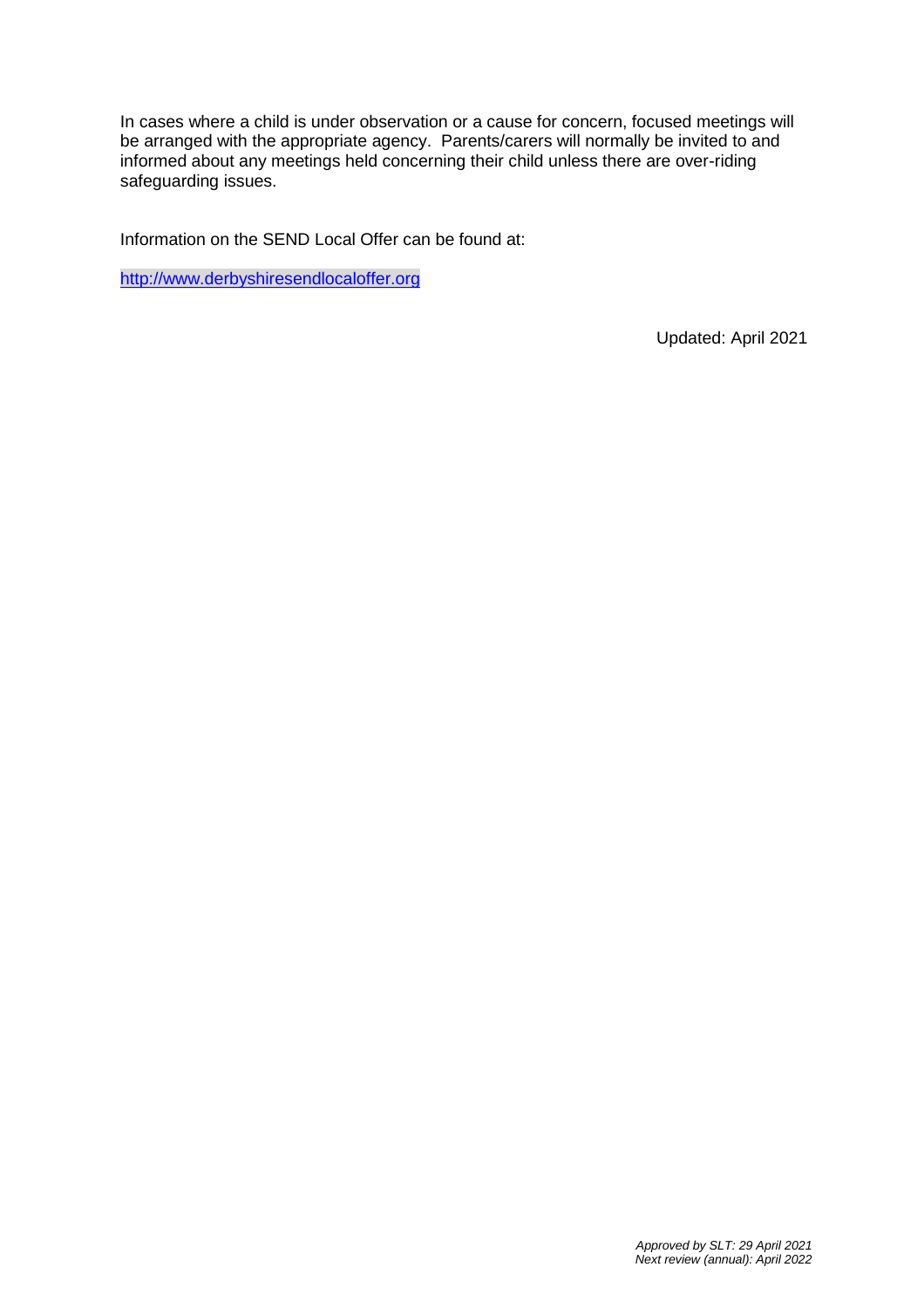In cases where a child is under observation or a cause for concern, focused meetings will be arranged with the appropriate agency. Parents/carers will normally be invited to and informed about any meetings held concerning their child unless there are over-riding safeguarding issues.

Information on the SEND Local Offer can be found at:

[http://www.derbyshiresendlocaloffer.org](http://www.derbyshiresendlocaloffer.org)

Updated: April 2021

*Approved by SLT: 29 April 2021*
*Next review (annual): April 2022*